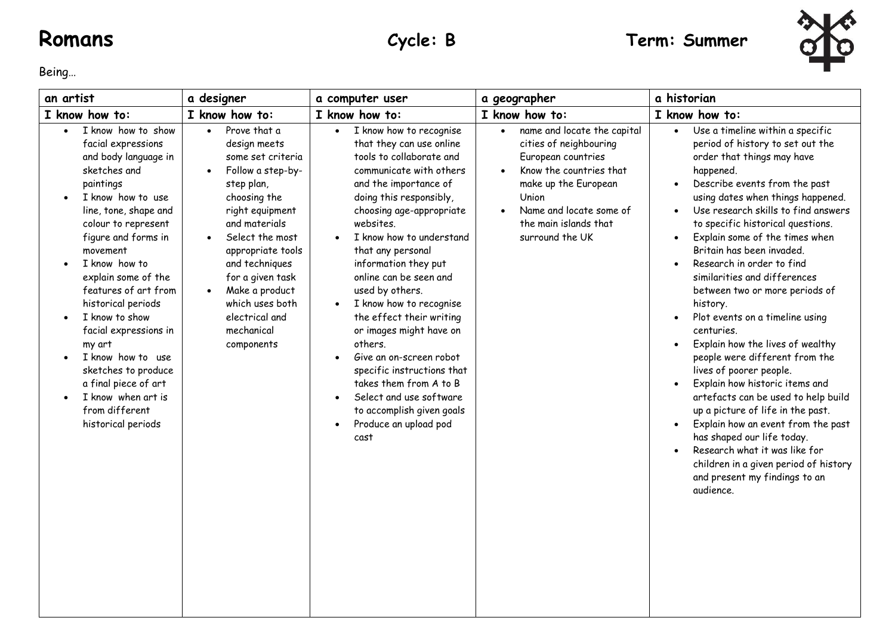# Romans

**Cycle: B** **Term: Summer**

Being…

| an artist | a designer | a computer user | a geographer | a historian |
|---|---|---|---|---|
| **I know how to:** | **I know how to:** | **I know how to:** | **I know how to:** | **I know how to:** |
| • I know how to show facial expressions and body language in sketches and paintings<br>• I know how to use line, tone, shape and colour to represent figure and forms in movement<br>• I know how to explain some of the features of art from historical periods<br>• I know to show facial expressions in my art<br>• I know how to use sketches to produce a final piece of art<br>• I know when art is from different historical periods | • Prove that a design meets some set criteria<br>• Follow a step-by-step plan, choosing the right equipment and materials<br>• Select the most appropriate tools and techniques for a given task<br>• Make a product which uses both electrical and mechanical components | • I know how to recognise that they can use online tools to collaborate and communicate with others and the importance of doing this responsibly, choosing age-appropriate websites.<br>• I know how to understand that any personal information they put online can be seen and used by others.<br>• I know how to recognise the effect their writing or images might have on others.<br>• Give an on-screen robot specific instructions that takes them from A to B<br>• Select and use software to accomplish given goals<br>• Produce an upload pod cast | • name and locate the capital cities of neighbouring European countries<br>• Know the countries that make up the European Union<br>• Name and locate some of the main islands that surround the UK | • Use a timeline within a specific period of history to set out the order that things may have happened.<br>• Describe events from the past using dates when things happened.<br>• Use research skills to find answers to specific historical questions.<br>• Explain some of the times when Britain has been invaded.<br>• Research in order to find similarities and differences between two or more periods of history.<br>• Plot events on a timeline using centuries.<br>• Explain how the lives of wealthy people were different from the lives of poorer people.<br>• Explain how historic items and artefacts can be used to help build up a picture of life in the past.<br>• Explain how an event from the past has shaped our life today.<br>• Research what it was like for children in a given period of history and present my findings to an audience. |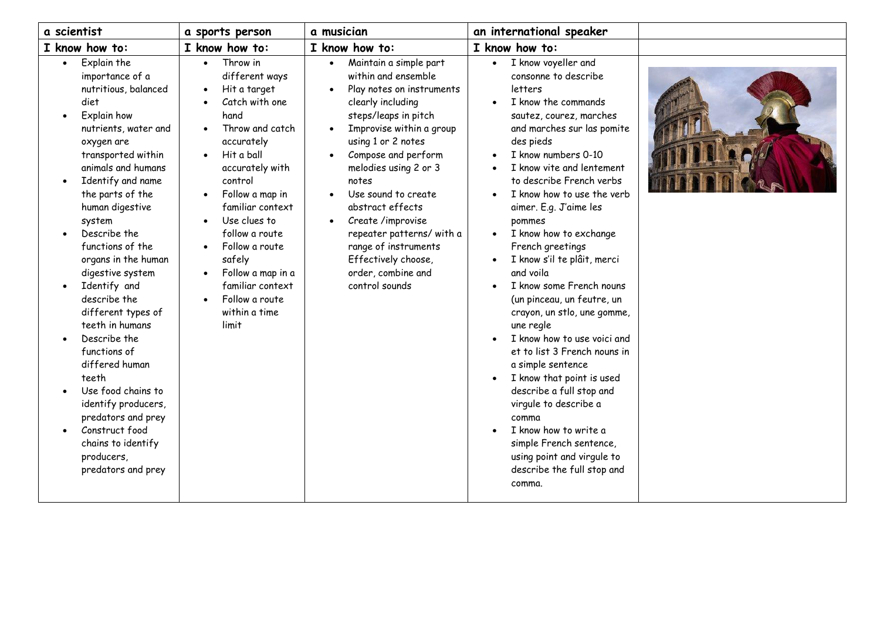| a scientist | a sports person | a musician | an international speaker | |
|---|---|---|---|---|
| I know how to: | I know how to: | I know how to: | I know how to: | |
| • Explain the importance of a nutritious, balanced diet<br>• Explain how nutrients, water and oxygen are transported within animals and humans<br>• Identify and name the parts of the human digestive system<br>• Describe the functions of the organs in the human digestive system<br>• Identify and describe the different types of teeth in humans<br>• Describe the functions of differed human teeth<br>• Use food chains to identify producers, predators and prey<br>• Construct food chains to identify producers, predators and prey | • Throw in different ways<br>• Hit a target<br>• Catch with one hand<br>• Throw and catch accurately<br>• Hit a ball accurately with control<br>• Follow a map in familiar context<br>• Use clues to follow a route<br>• Follow a route safely<br>• Follow a map in a familiar context<br>• Follow a route within a time limit | • Maintain a simple part within and ensemble<br>• Play notes on instruments clearly including steps/leaps in pitch<br>• Improvise within a group using 1 or 2 notes<br>• Compose and perform melodies using 2 or 3 notes<br>• Use sound to create abstract effects<br>• Create /improvise repeater patterns/ with a range of instruments Effectively choose, order, combine and control sounds | • I know voyeller and consonne to describe letters<br>• I know the commands sautez, courez, marches and marches sur las pomite des pieds<br>• I know numbers 0-10<br>• I know vite and lentement to describe French verbs<br>• I know how to use the verb aimer. E.g. J'aime les pommes<br>• I know how to exchange French greetings<br>• I know s'il te plâit, merci and voila<br>• I know some French nouns (un pinceau, un feutre, un crayon, un stlo, une gomme, une regle<br>• I know how to use voici and et to list 3 French nouns in a simple sentence<br>• I know that point is used describe a full stop and virgule to describe a comma<br>• I know how to write a simple French sentence, using point and virgule to describe the full stop and comma. | |